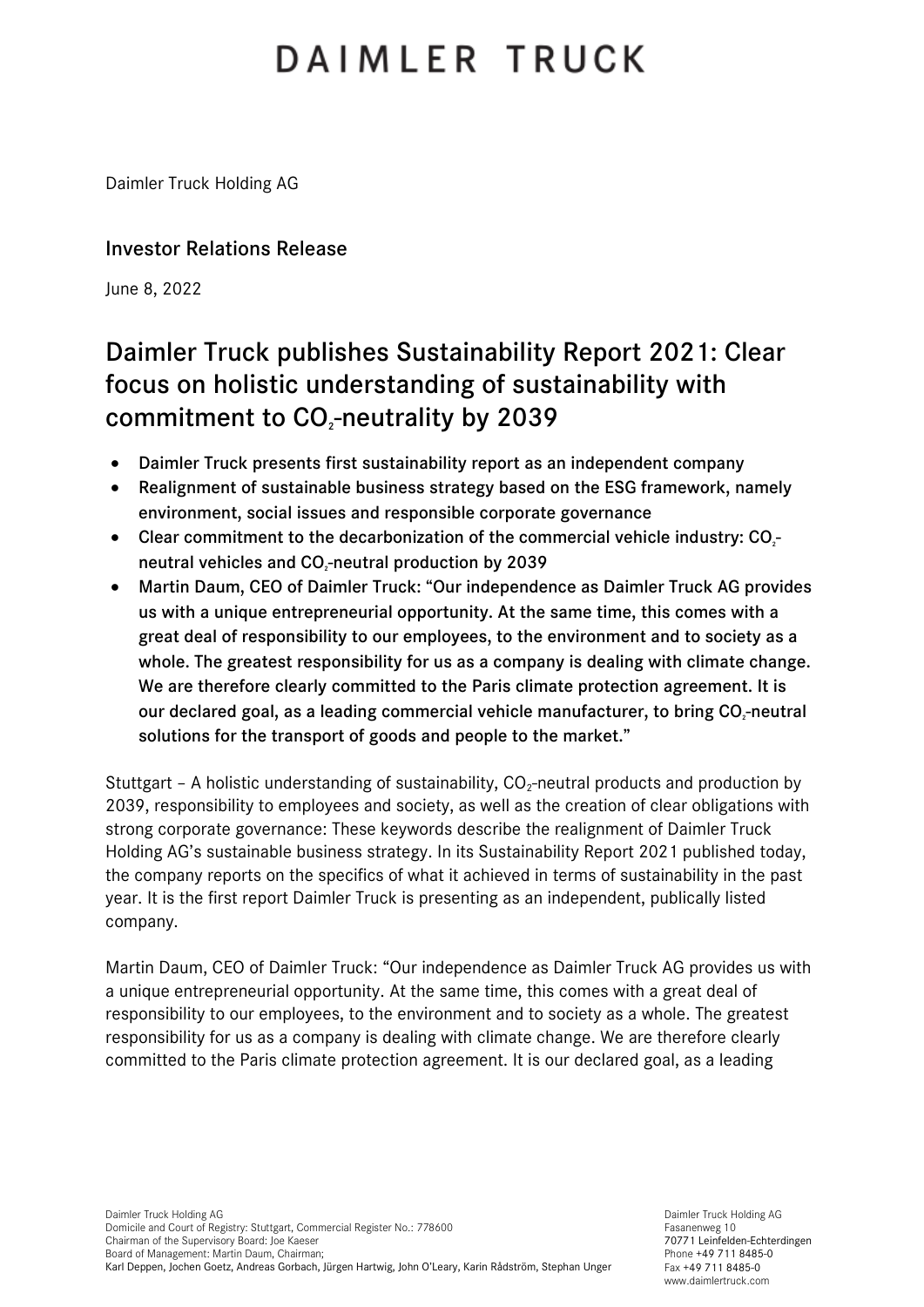# DAIMLER TRUCK

Daimler Truck Holding AG

## Investor Relations Release

June 8, 2022

## Daimler Truck publishes Sustainability Report 2021: Clear focus on holistic understanding of sustainability with commitment to $CO_2$-neutrality by 2039

- **Daimler Truck presents first sustainability report as an independent company**
- **Realignment of sustainable business strategy based on the ESG framework, namely environment, social issues and responsible corporate governance**
- **Clear commitment to the decarbonization of the commercial vehicle industry: $CO_2$-neutral vehicles and $CO_2$-neutral production by 2039**
- **Martin Daum, CEO of Daimler Truck: "Our independence as Daimler Truck AG provides us with a unique entrepreneurial opportunity. At the same time, this comes with a great deal of responsibility to our employees, to the environment and to society as a whole. The greatest responsibility for us as a company is dealing with climate change. We are therefore clearly committed to the Paris climate protection agreement. It is our declared goal, as a leading commercial vehicle manufacturer, to bring $CO_2$-neutral solutions for the transport of goods and people to the market."**

Stuttgart – A holistic understanding of sustainability, $CO_2$-neutral products and production by 2039, responsibility to employees and society, as well as the creation of clear obligations with strong corporate governance: These keywords describe the realignment of Daimler Truck Holding AG's sustainable business strategy. In its Sustainability Report 2021 published today, the company reports on the specifics of what it achieved in terms of sustainability in the past year. It is the first report Daimler Truck is presenting as an independent, publically listed company.

Martin Daum, CEO of Daimler Truck: "Our independence as Daimler Truck AG provides us with a unique entrepreneurial opportunity. At the same time, this comes with a great deal of responsibility to our employees, to the environment and to society as a whole. The greatest responsibility for us as a company is dealing with climate change. We are therefore clearly committed to the Paris climate protection agreement. It is our declared goal, as a leading

Daimler Truck Holding AG
Domicile and Court of Registry: Stuttgart, Commercial Register No.: 778600
Chairman of the Supervisory Board: Joe Kaeser
Board of Management: Martin Daum, Chairman;
Karl Deppen, Jochen Goetz, Andreas Gorbach, Jürgen Hartwig, John O'Leary, Karin Rådström, Stephan Unger

Daimler Truck Holding AG
Fasanenweg 10
70771 Leinfelden-Echterdingen
Phone +49 711 8485-0
Fax +49 711 8485-0
www.daimlertruck.com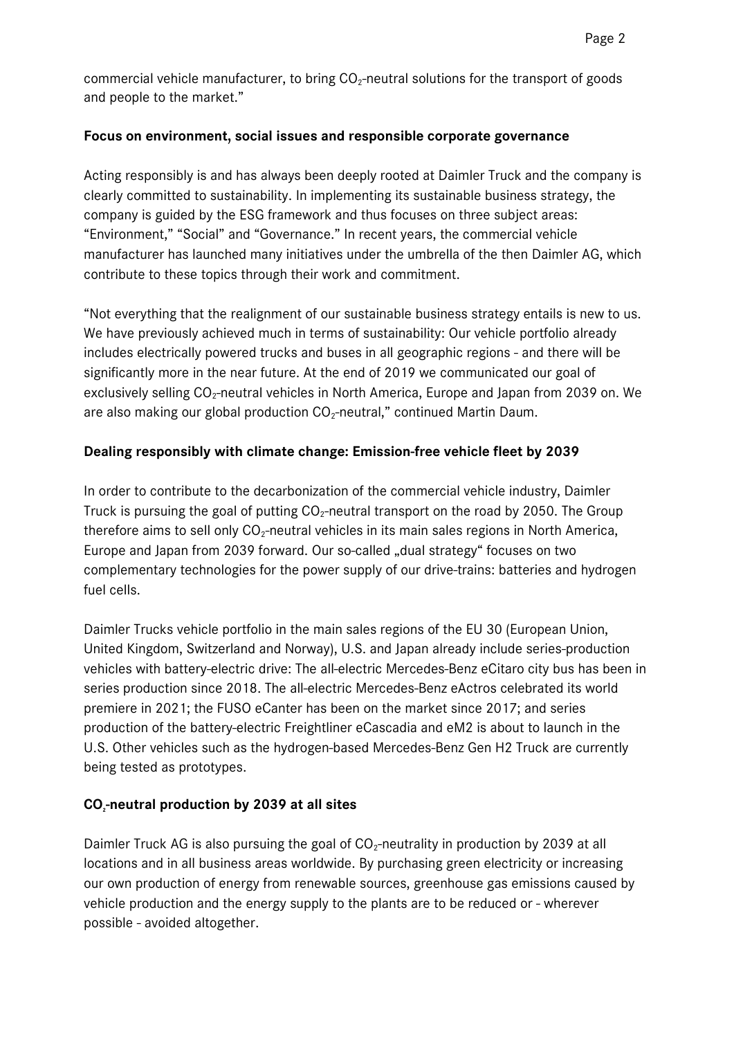commercial vehicle manufacturer, to bring $CO_2$-neutral solutions for the transport of goods and people to the market."

## Focus on environment, social issues and responsible corporate governance

Acting responsibly is and has always been deeply rooted at Daimler Truck and the company is clearly committed to sustainability. In implementing its sustainable business strategy, the company is guided by the ESG framework and thus focuses on three subject areas: "Environment," "Social" and "Governance." In recent years, the commercial vehicle manufacturer has launched many initiatives under the umbrella of the then Daimler AG, which contribute to these topics through their work and commitment.

"Not everything that the realignment of our sustainable business strategy entails is new to us. We have previously achieved much in terms of sustainability: Our vehicle portfolio already includes electrically powered trucks and buses in all geographic regions - and there will be significantly more in the near future. At the end of 2019 we communicated our goal of exclusively selling $CO_2$-neutral vehicles in North America, Europe and Japan from 2039 on. We are also making our global production $CO_2$-neutral," continued Martin Daum.

## Dealing responsibly with climate change: Emission-free vehicle fleet by 2039

In order to contribute to the decarbonization of the commercial vehicle industry, Daimler Truck is pursuing the goal of putting $CO_2$-neutral transport on the road by 2050. The Group therefore aims to sell only $CO_2$-neutral vehicles in its main sales regions in North America, Europe and Japan from 2039 forward. Our so-called „dual strategy" focuses on two complementary technologies for the power supply of our drive-trains: batteries and hydrogen fuel cells.

Daimler Trucks vehicle portfolio in the main sales regions of the EU 30 (European Union, United Kingdom, Switzerland and Norway), U.S. and Japan already include series-production vehicles with battery-electric drive: The all-electric Mercedes-Benz eCitaro city bus has been in series production since 2018. The all-electric Mercedes-Benz eActros celebrated its world premiere in 2021; the FUSO eCanter has been on the market since 2017; and series production of the battery-electric Freightliner eCascadia and eM2 is about to launch in the U.S. Other vehicles such as the hydrogen-based Mercedes-Benz Gen H2 Truck are currently being tested as prototypes.

## $CO_2$-neutral production by 2039 at all sites

Daimler Truck AG is also pursuing the goal of $CO_2$-neutrality in production by 2039 at all locations and in all business areas worldwide. By purchasing green electricity or increasing our own production of energy from renewable sources, greenhouse gas emissions caused by vehicle production and the energy supply to the plants are to be reduced or - wherever possible - avoided altogether.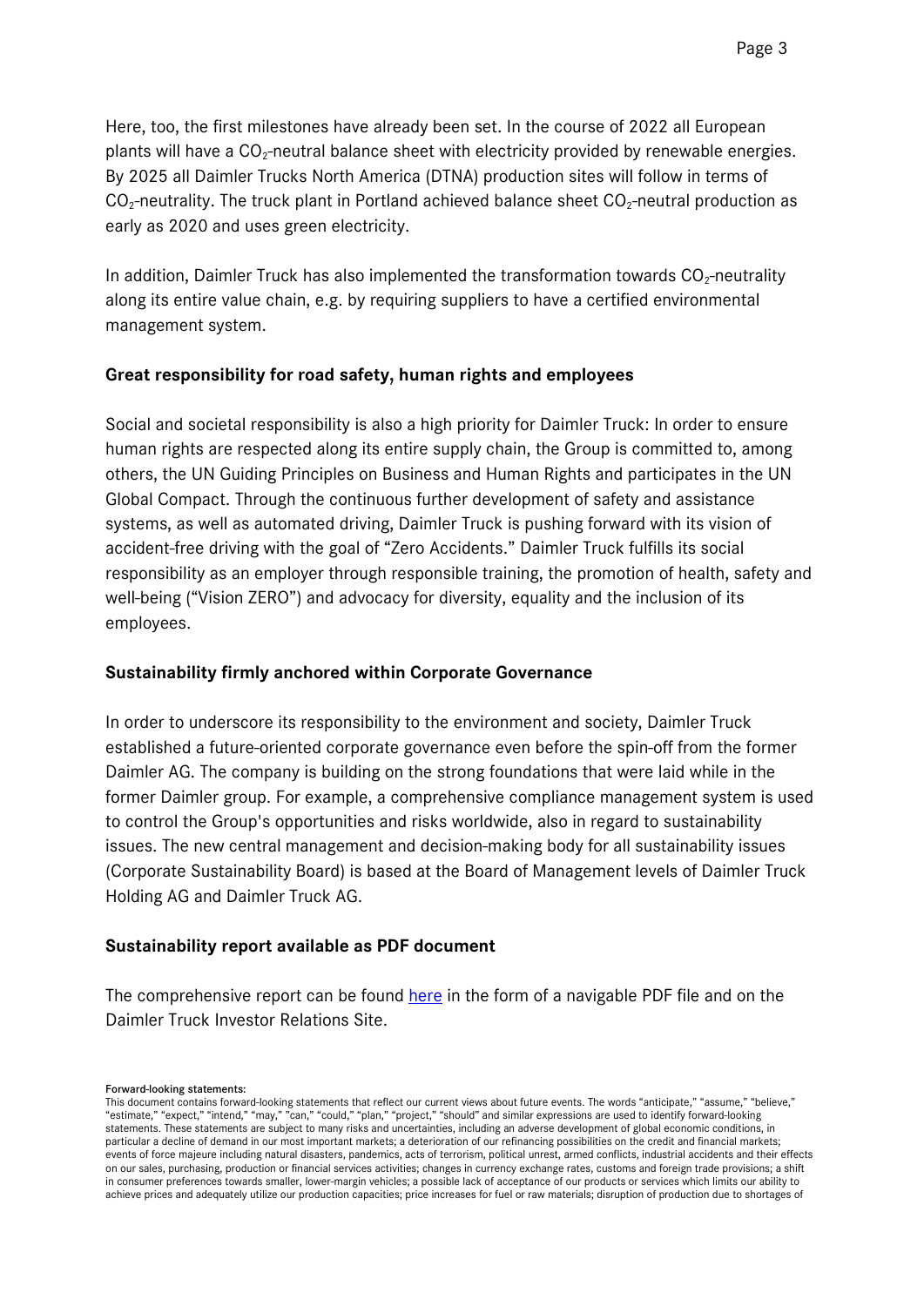Here, too, the first milestones have already been set. In the course of 2022 all European plants will have a $CO_2$-neutral balance sheet with electricity provided by renewable energies. By 2025 all Daimler Trucks North America (DTNA) production sites will follow in terms of $CO_2$-neutrality. The truck plant in Portland achieved balance sheet $CO_2$-neutral production as early as 2020 and uses green electricity.

In addition, Daimler Truck has also implemented the transformation towards $CO_2$-neutrality along its entire value chain, e.g. by requiring suppliers to have a certified environmental management system.

### Great responsibility for road safety, human rights and employees

Social and societal responsibility is also a high priority for Daimler Truck: In order to ensure human rights are respected along its entire supply chain, the Group is committed to, among others, the UN Guiding Principles on Business and Human Rights and participates in the UN Global Compact. Through the continuous further development of safety and assistance systems, as well as automated driving, Daimler Truck is pushing forward with its vision of accident-free driving with the goal of "Zero Accidents." Daimler Truck fulfills its social responsibility as an employer through responsible training, the promotion of health, safety and well-being ("Vision ZERO") and advocacy for diversity, equality and the inclusion of its employees.

### Sustainability firmly anchored within Corporate Governance

In order to underscore its responsibility to the environment and society, Daimler Truck established a future-oriented corporate governance even before the spin-off from the former Daimler AG. The company is building on the strong foundations that were laid while in the former Daimler group. For example, a comprehensive compliance management system is used to control the Group's opportunities and risks worldwide, also in regard to sustainability issues. The new central management and decision-making body for all sustainability issues (Corporate Sustainability Board) is based at the Board of Management levels of Daimler Truck Holding AG and Daimler Truck AG.

### Sustainability report available as PDF document

The comprehensive report can be found here in the form of a navigable PDF file and on the Daimler Truck Investor Relations Site.

**Forward-looking statements:**
This document contains forward-looking statements that reflect our current views about future events. The words "anticipate," "assume," "believe," "estimate," "expect," "intend," "may," "can," "could," "plan," "project," "should" and similar expressions are used to identify forward-looking statements. These statements are subject to many risks and uncertainties, including an adverse development of global economic conditions, in particular a decline of demand in our most important markets; a deterioration of our refinancing possibilities on the credit and financial markets; events of force majeure including natural disasters, pandemics, acts of terrorism, political unrest, armed conflicts, industrial accidents and their effects on our sales, purchasing, production or financial services activities; changes in currency exchange rates, customs and foreign trade provisions; a shift in consumer preferences towards smaller, lower-margin vehicles; a possible lack of acceptance of our products or services which limits our ability to achieve prices and adequately utilize our production capacities; price increases for fuel or raw materials; disruption of production due to shortages of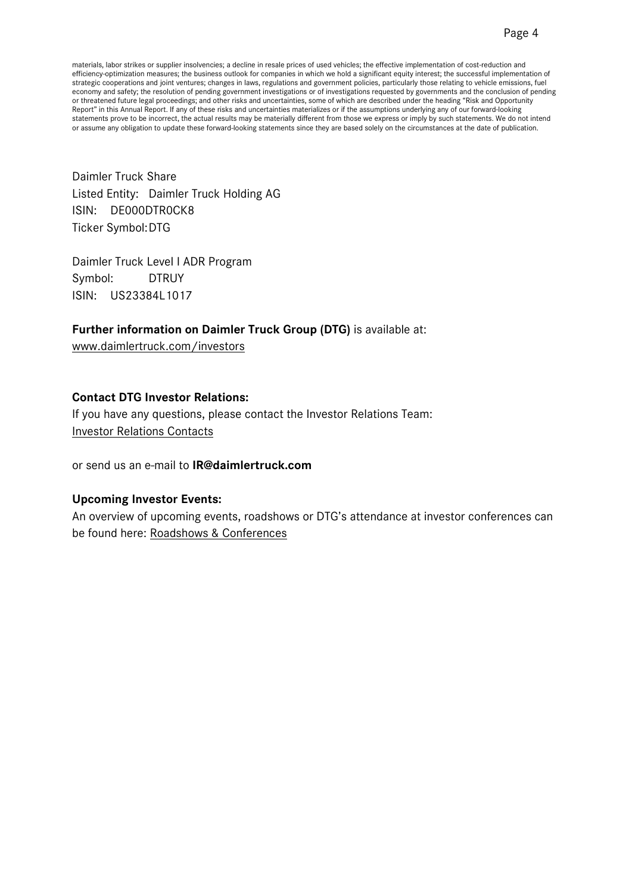materials, labor strikes or supplier insolvencies; a decline in resale prices of used vehicles; the effective implementation of cost-reduction and efficiency-optimization measures; the business outlook for companies in which we hold a significant equity interest; the successful implementation of strategic cooperations and joint ventures; changes in laws, regulations and government policies, particularly those relating to vehicle emissions, fuel economy and safety; the resolution of pending government investigations or of investigations requested by governments and the conclusion of pending or threatened future legal proceedings; and other risks and uncertainties, some of which are described under the heading "Risk and Opportunity Report" in this Annual Report. If any of these risks and uncertainties materializes or if the assumptions underlying any of our forward-looking statements prove to be incorrect, the actual results may be materially different from those we express or imply by such statements. We do not intend or assume any obligation to update these forward-looking statements since they are based solely on the circumstances at the date of publication.

Daimler Truck Share
Listed Entity: Daimler Truck Holding AG
ISIN: DE000DTR0CK8
Ticker Symbol: DTG

Daimler Truck Level I ADR Program
Symbol: DTRUY
ISIN: US23384L1017

**Further information on Daimler Truck Group (DTG)** is available at:
www.daimlertruck.com/investors

**Contact DTG Investor Relations:**
If you have any questions, please contact the Investor Relations Team:
Investor Relations Contacts

or send us an e-mail to **IR@daimlertruck.com**

**Upcoming Investor Events:**
An overview of upcoming events, roadshows or DTG's attendance at investor conferences can be found here: Roadshows & Conferences